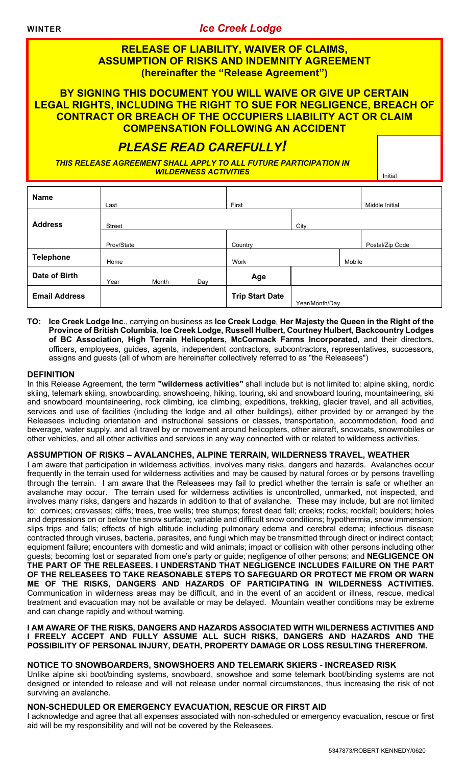WINTER **_Ice Creek Lodge_**

# RELEASE OF LIABILITY, WAIVER OF CLAIMS, ASSUMPTION OF RISKS AND INDEMNITY AGREEMENT (hereinafter the "Release Agreement")

## BY SIGNING THIS DOCUMENT YOU WILL WAIVE OR GIVE UP CERTAIN LEGAL RIGHTS, INCLUDING THE RIGHT TO SUE FOR NEGLIGENCE, BREACH OF CONTRACT OR BREACH OF THE OCCUPIERS LIABILITY ACT OR CLAIM COMPENSATION FOLLOWING AN ACCIDENT

## *PLEASE READ CAREFULLY!*

***THIS RELEASE AGREEMENT SHALL APPLY TO ALL FUTURE PARTICIPATION IN WILDERNESS ACTIVITIES***

Initial

| | | | | | | |
|---|---|---|---|---|---|---|
| **Name** | Last | | First | | | Middle Initial |
| **Address** | Street | | | City | | |
| | Prov/State | | Country | | | Postal/Zip Code |
| **Telephone** | Home | | Work | | Mobile | |
| **Date of Birth** | Year Month Day | | **Age** | | | |
| **Email Address** | | | **Trip Start Date** | Year/Month/Day | | |

**TO: Ice Creek Lodge Inc**., carrying on business as **Ice Creek Lodge**, **Her Majesty the Queen in the Right of the Province of British Columbia**, **Ice Creek Lodge, Russell Hulbert, Courtney Hulbert, Backcountry Lodges of BC Association, High Terrain Helicopters, McCormack Farms Incorporated,** and their directors, officers, employees, guides, agents, independent contractors, subcontractors, representatives, successors, assigns and guests (all of whom are hereinafter collectively referred to as "the Releasees")

### DEFINITION

In this Release Agreement, the term **"wilderness activities"** shall include but is not limited to: alpine skiing, nordic skiing, telemark skiing, snowboarding, snowshoeing, hiking, touring, ski and snowboard touring, mountaineering, ski and snowboard mountaineering, rock climbing, ice climbing, expeditions, trekking, glacier travel, and all activities, services and use of facilities (including the lodge and all other buildings), either provided by or arranged by the Releasees including orientation and instructional sessions or classes, transportation, accommodation, food and beverage, water supply, and all travel by or movement around helicopters, other aircraft, snowcats, snowmobiles or other vehicles, and all other activities and services in any way connected with or related to wilderness activities.

### ASSUMPTION OF RISKS – AVALANCHES, ALPINE TERRAIN, WILDERNESS TRAVEL, WEATHER

I am aware that participation in wilderness activities, involves many risks, dangers and hazards. Avalanches occur frequently in the terrain used for wilderness activities and may be caused by natural forces or by persons travelling through the terrain. I am aware that the Releasees may fail to predict whether the terrain is safe or whether an avalanche may occur. The terrain used for wilderness activities is uncontrolled, unmarked, not inspected, and involves many risks, dangers and hazards in addition to that of avalanche. These may include, but are not limited to: cornices; crevasses; cliffs; trees, tree wells; tree stumps; forest dead fall; creeks; rocks; rockfall; boulders; holes and depressions on or below the snow surface; variable and difficult snow conditions; hypothermia, snow immersion; slips trips and falls; effects of high altitude including pulmonary edema and cerebral edema; infectious disease contracted through viruses, bacteria, parasites, and fungi which may be transmitted through direct or indirect contact; equipment failure; encounters with domestic and wild animals; impact or collision with other persons including other guests; becoming lost or separated from one's party or guide; negligence of other persons; and **NEGLIGENCE ON THE PART OF THE RELEASEES. I UNDERSTAND THAT NEGLIGENCE INCLUDES FAILURE ON THE PART OF THE RELEASEES TO TAKE REASONABLE STEPS TO SAFEGUARD OR PROTECT ME FROM OR WARN ME OF THE RISKS, DANGERS AND HAZARDS OF PARTICIPATING IN WILDERNESS ACTIVITIES.** Communication in wilderness areas may be difficult, and in the event of an accident or illness, rescue, medical treatment and evacuation may not be available or may be delayed. Mountain weather conditions may be extreme and can change rapidly and without warning.

**I AM AWARE OF THE RISKS, DANGERS AND HAZARDS ASSOCIATED WITH WILDERNESS ACTIVITIES AND I FREELY ACCEPT AND FULLY ASSUME ALL SUCH RISKS, DANGERS AND HAZARDS AND THE POSSIBILITY OF PERSONAL INJURY, DEATH, PROPERTY DAMAGE OR LOSS RESULTING THEREFROM.**

### NOTICE TO SNOWBOARDERS, SNOWSHOERS AND TELEMARK SKIERS - INCREASED RISK

Unlike alpine ski boot/binding systems, snowboard, snowshoe and some telemark boot/binding systems are not designed or intended to release and will not release under normal circumstances, thus increasing the risk of not surviving an avalanche.

### NON-SCHEDULED OR EMERGENCY EVACUATION, RESCUE OR FIRST AID

I acknowledge and agree that all expenses associated with non-scheduled or emergency evacuation, rescue or first aid will be my responsibility and will not be covered by the Releasees.

5347873/ROBERT KENNEDY/0620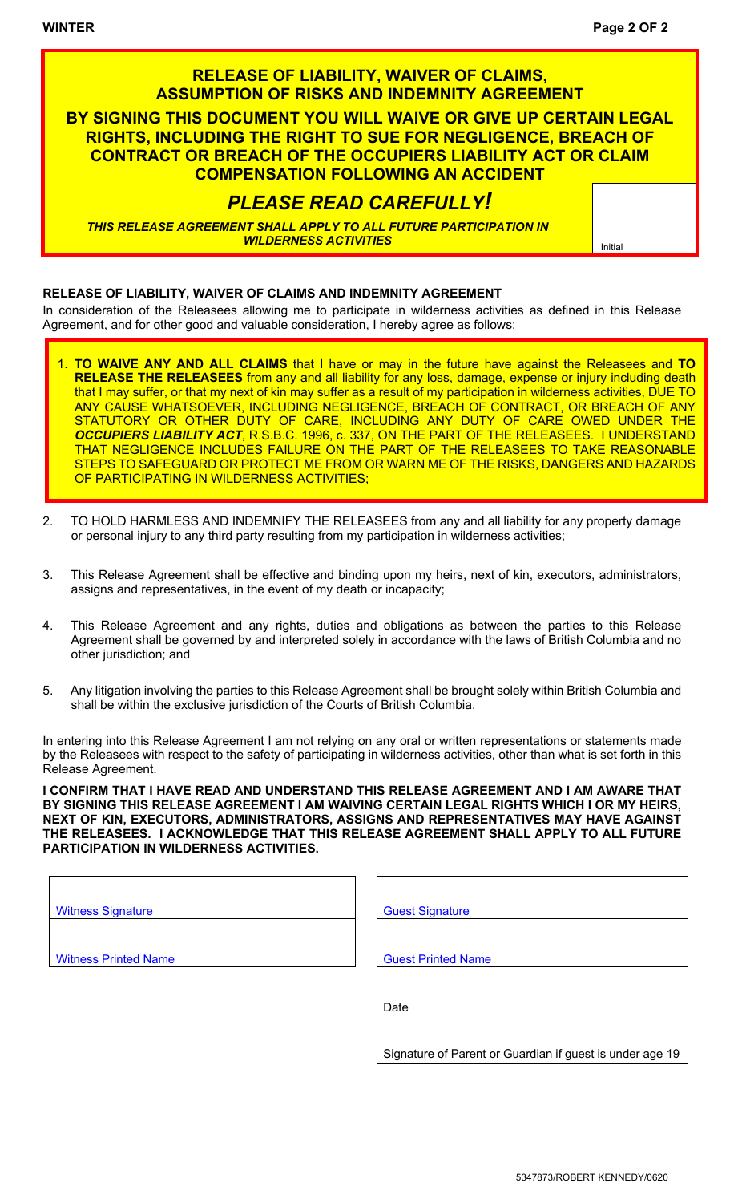# RELEASE OF LIABILITY, WAIVER OF CLAIMS, ASSUMPTION OF RISKS AND INDEMNITY AGREEMENT

**BY SIGNING THIS DOCUMENT YOU WILL WAIVE OR GIVE UP CERTAIN LEGAL RIGHTS, INCLUDING THE RIGHT TO SUE FOR NEGLIGENCE, BREACH OF CONTRACT OR BREACH OF THE OCCUPIERS LIABILITY ACT OR CLAIM COMPENSATION FOLLOWING AN ACCIDENT**

***PLEASE READ CAREFULLY!***

***THIS RELEASE AGREEMENT SHALL APPLY TO ALL FUTURE PARTICIPATION IN WILDERNESS ACTIVITIES***

Initial

**RELEASE OF LIABILITY, WAIVER OF CLAIMS AND INDEMNITY AGREEMENT**

In consideration of the Releasees allowing me to participate in wilderness activities as defined in this Release Agreement, and for other good and valuable consideration, I hereby agree as follows:

1. **TO WAIVE ANY AND ALL CLAIMS** that I have or may in the future have against the Releasees and **TO RELEASE THE RELEASEES** from any and all liability for any loss, damage, expense or injury including death that I may suffer, or that my next of kin may suffer as a result of my participation in wilderness activities, DUE TO ANY CAUSE WHATSOEVER, INCLUDING NEGLIGENCE, BREACH OF CONTRACT, OR BREACH OF ANY STATUTORY OR OTHER DUTY OF CARE, INCLUDING ANY DUTY OF CARE OWED UNDER THE ***OCCUPIERS LIABILITY ACT***, R.S.B.C. 1996, c. 337, ON THE PART OF THE RELEASEES. I UNDERSTAND THAT NEGLIGENCE INCLUDES FAILURE ON THE PART OF THE RELEASEES TO TAKE REASONABLE STEPS TO SAFEGUARD OR PROTECT ME FROM OR WARN ME OF THE RISKS, DANGERS AND HAZARDS OF PARTICIPATING IN WILDERNESS ACTIVITIES;
2. TO HOLD HARMLESS AND INDEMNIFY THE RELEASEES from any and all liability for any property damage or personal injury to any third party resulting from my participation in wilderness activities;
3. This Release Agreement shall be effective and binding upon my heirs, next of kin, executors, administrators, assigns and representatives, in the event of my death or incapacity;
4. This Release Agreement and any rights, duties and obligations as between the parties to this Release Agreement shall be governed by and interpreted solely in accordance with the laws of British Columbia and no other jurisdiction; and
5. Any litigation involving the parties to this Release Agreement shall be brought solely within British Columbia and shall be within the exclusive jurisdiction of the Courts of British Columbia.

In entering into this Release Agreement I am not relying on any oral or written representations or statements made by the Releasees with respect to the safety of participating in wilderness activities, other than what is set forth in this Release Agreement.

**I CONFIRM THAT I HAVE READ AND UNDERSTAND THIS RELEASE AGREEMENT AND I AM AWARE THAT BY SIGNING THIS RELEASE AGREEMENT I AM WAIVING CERTAIN LEGAL RIGHTS WHICH I OR MY HEIRS, NEXT OF KIN, EXECUTORS, ADMINISTRATORS, ASSIGNS AND REPRESENTATIVES MAY HAVE AGAINST THE RELEASEES. I ACKNOWLEDGE THAT THIS RELEASE AGREEMENT SHALL APPLY TO ALL FUTURE PARTICIPATION IN WILDERNESS ACTIVITIES.**

| | |
|---|---|
| Witness Signature | Guest Signature |
| Witness Printed Name | Guest Printed Name |
| | Date |
| | Signature of Parent or Guardian if guest is under age 19 |

5347873/ROBERT KENNEDY/0620